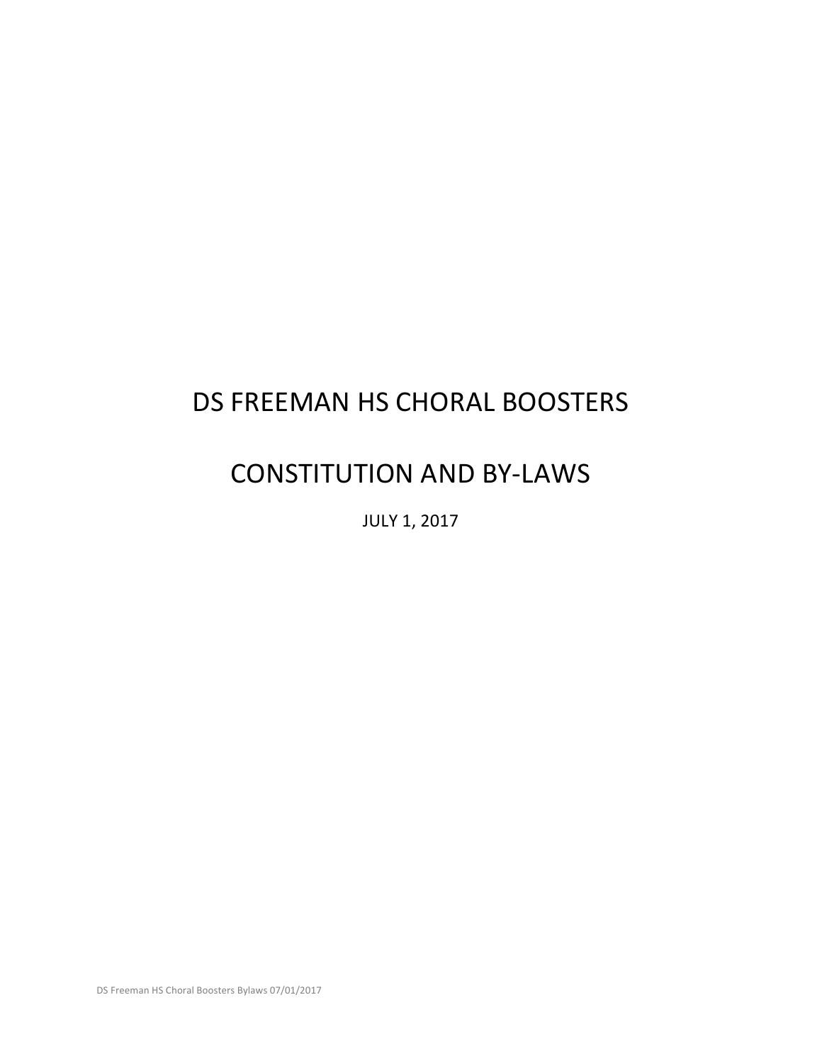# DS FREEMAN HS CHORAL BOOSTERS

# CONSTITUTION AND BY-LAWS

JULY 1, 2017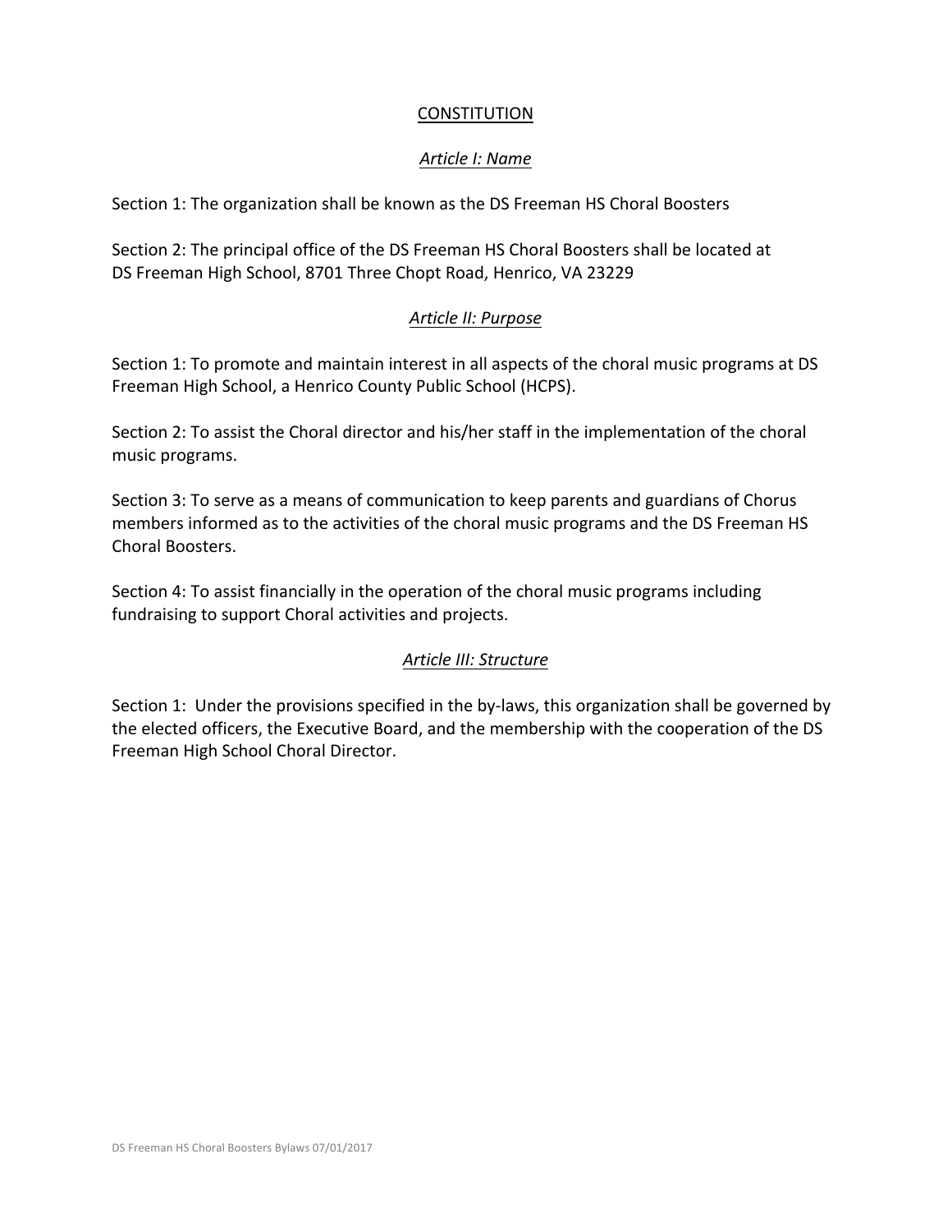# CONSTITUTION

## *Article I: Name*

Section 1: The organization shall be known as the DS Freeman HS Choral Boosters

Section 2: The principal office of the DS Freeman HS Choral Boosters shall be located at DS Freeman High School, 8701 Three Chopt Road, Henrico, VA 23229

## *Article II: Purpose*

Section 1: To promote and maintain interest in all aspects of the choral music programs at DS Freeman High School, a Henrico County Public School (HCPS).

Section 2: To assist the Choral director and his/her staff in the implementation of the choral music programs.

Section 3: To serve as a means of communication to keep parents and guardians of Chorus members informed as to the activities of the choral music programs and the DS Freeman HS Choral Boosters.

Section 4: To assist financially in the operation of the choral music programs including fundraising to support Choral activities and projects.

## *Article III: Structure*

Section 1: Under the provisions specified in the by-laws, this organization shall be governed by the elected officers, the Executive Board, and the membership with the cooperation of the DS Freeman High School Choral Director.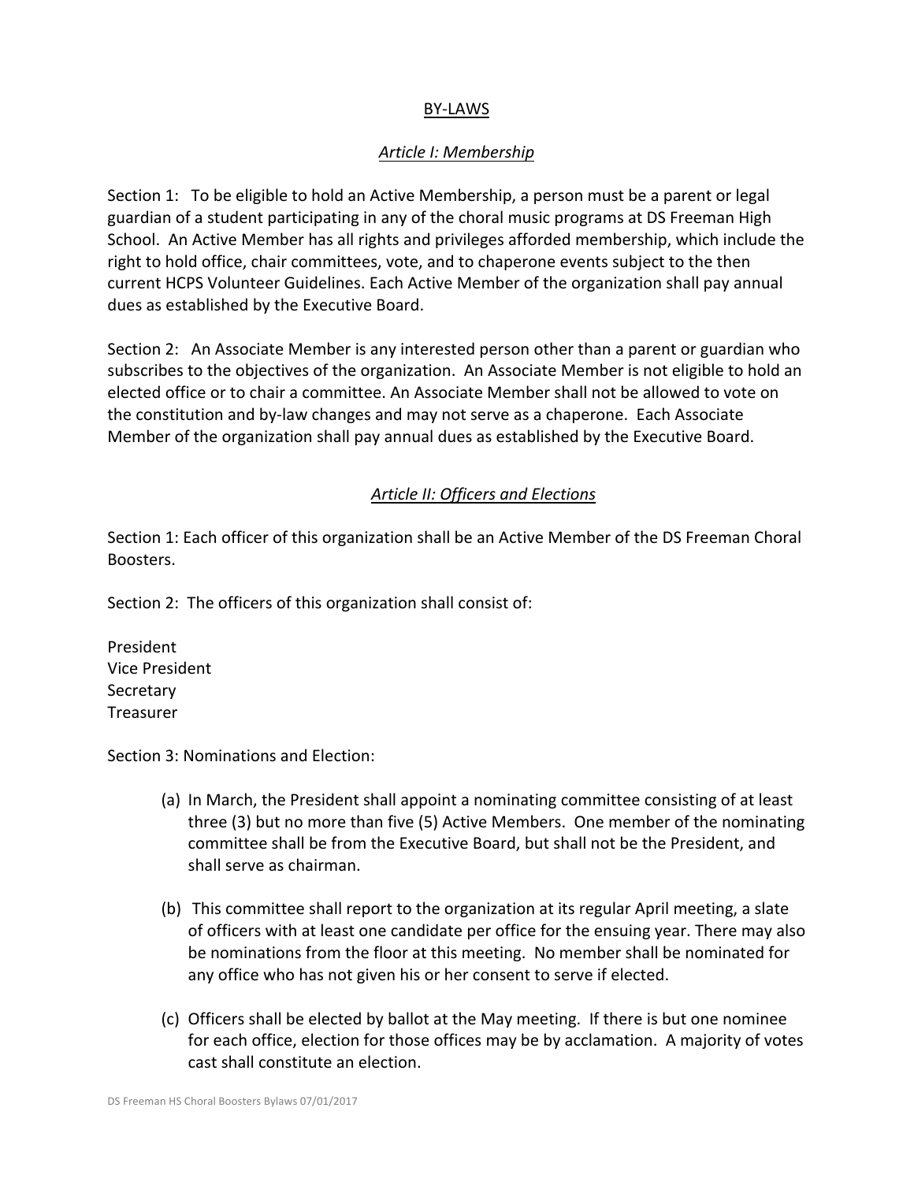# BY-LAWS

## *Article I: Membership*

Section 1: To be eligible to hold an Active Membership, a person must be a parent or legal guardian of a student participating in any of the choral music programs at DS Freeman High School. An Active Member has all rights and privileges afforded membership, which include the right to hold office, chair committees, vote, and to chaperone events subject to the then current HCPS Volunteer Guidelines. Each Active Member of the organization shall pay annual dues as established by the Executive Board.

Section 2: An Associate Member is any interested person other than a parent or guardian who subscribes to the objectives of the organization. An Associate Member is not eligible to hold an elected office or to chair a committee. An Associate Member shall not be allowed to vote on the constitution and by-law changes and may not serve as a chaperone. Each Associate Member of the organization shall pay annual dues as established by the Executive Board.

## *Article II: Officers and Elections*

Section 1: Each officer of this organization shall be an Active Member of the DS Freeman Choral Boosters.

Section 2: The officers of this organization shall consist of:

President
Vice President
Secretary
Treasurer

Section 3: Nominations and Election:

(a) In March, the President shall appoint a nominating committee consisting of at least three (3) but no more than five (5) Active Members. One member of the nominating committee shall be from the Executive Board, but shall not be the President, and shall serve as chairman.

(b) This committee shall report to the organization at its regular April meeting, a slate of officers with at least one candidate per office for the ensuing year. There may also be nominations from the floor at this meeting. No member shall be nominated for any office who has not given his or her consent to serve if elected.

(c) Officers shall be elected by ballot at the May meeting. If there is but one nominee for each office, election for those offices may be by acclamation. A majority of votes cast shall constitute an election.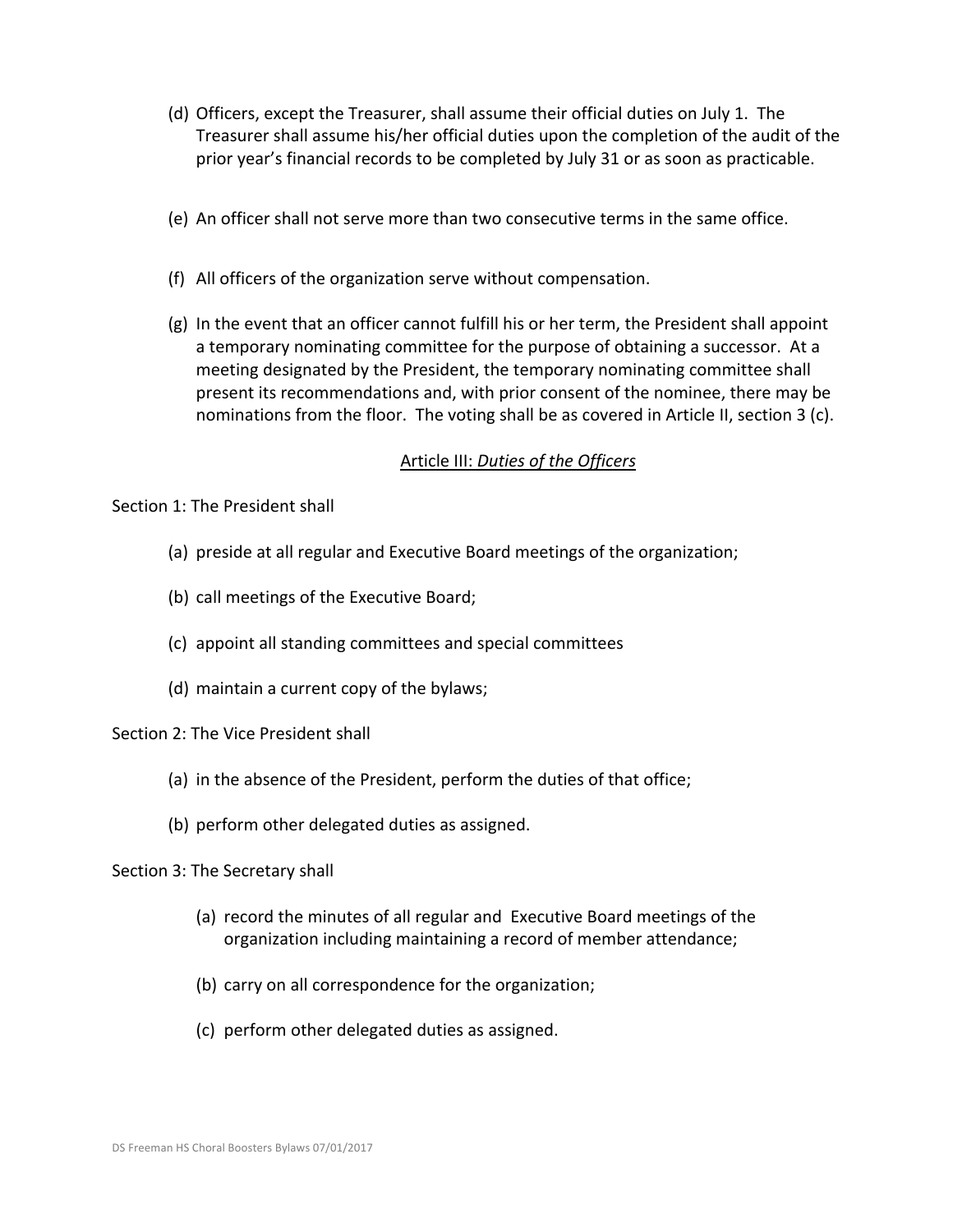(d) Officers, except the Treasurer, shall assume their official duties on July 1. The Treasurer shall assume his/her official duties upon the completion of the audit of the prior year's financial records to be completed by July 31 or as soon as practicable.

(e) An officer shall not serve more than two consecutive terms in the same office.

(f) All officers of the organization serve without compensation.

(g) In the event that an officer cannot fulfill his or her term, the President shall appoint a temporary nominating committee for the purpose of obtaining a successor. At a meeting designated by the President, the temporary nominating committee shall present its recommendations and, with prior consent of the nominee, there may be nominations from the floor. The voting shall be as covered in Article II, section 3 (c).

## Article III: *Duties of the Officers*

Section 1: The President shall

(a) preside at all regular and Executive Board meetings of the organization;

(b) call meetings of the Executive Board;

(c) appoint all standing committees and special committees

(d) maintain a current copy of the bylaws;

Section 2: The Vice President shall

(a) in the absence of the President, perform the duties of that office;

(b) perform other delegated duties as assigned.

Section 3: The Secretary shall

(a) record the minutes of all regular and Executive Board meetings of the organization including maintaining a record of member attendance;

(b) carry on all correspondence for the organization;

(c) perform other delegated duties as assigned.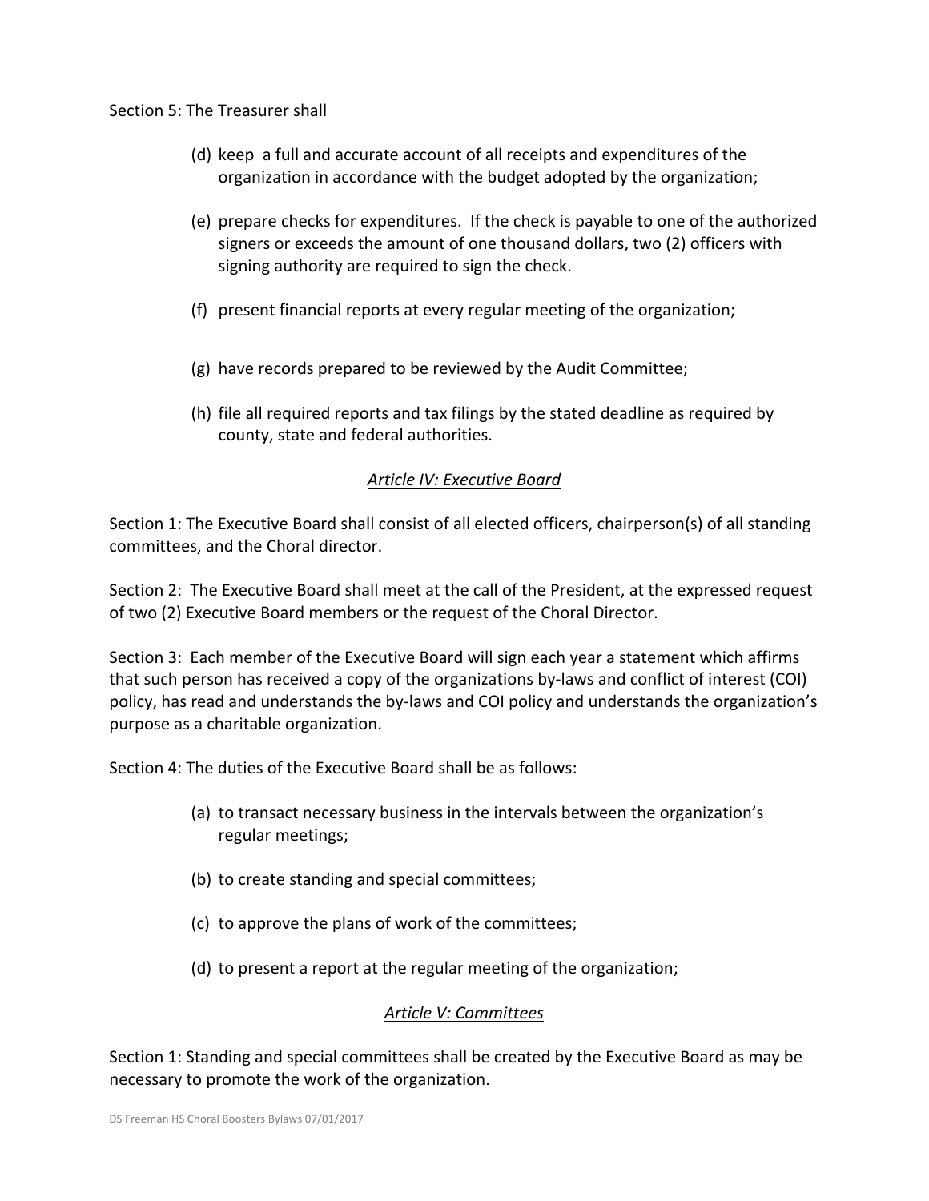Section 5: The Treasurer shall

(d) keep a full and accurate account of all receipts and expenditures of the organization in accordance with the budget adopted by the organization;

(e) prepare checks for expenditures. If the check is payable to one of the authorized signers or exceeds the amount of one thousand dollars, two (2) officers with signing authority are required to sign the check.

(f) present financial reports at every regular meeting of the organization;

(g) have records prepared to be reviewed by the Audit Committee;

(h) file all required reports and tax filings by the stated deadline as required by county, state and federal authorities.

## *Article IV: Executive Board*

Section 1: The Executive Board shall consist of all elected officers, chairperson(s) of all standing committees, and the Choral director.

Section 2: The Executive Board shall meet at the call of the President, at the expressed request of two (2) Executive Board members or the request of the Choral Director.

Section 3: Each member of the Executive Board will sign each year a statement which affirms that such person has received a copy of the organizations by-laws and conflict of interest (COI) policy, has read and understands the by-laws and COI policy and understands the organization's purpose as a charitable organization.

Section 4: The duties of the Executive Board shall be as follows:

(a) to transact necessary business in the intervals between the organization's regular meetings;

(b) to create standing and special committees;

(c) to approve the plans of work of the committees;

(d) to present a report at the regular meeting of the organization;

## *Article V: Committees*

Section 1: Standing and special committees shall be created by the Executive Board as may be necessary to promote the work of the organization.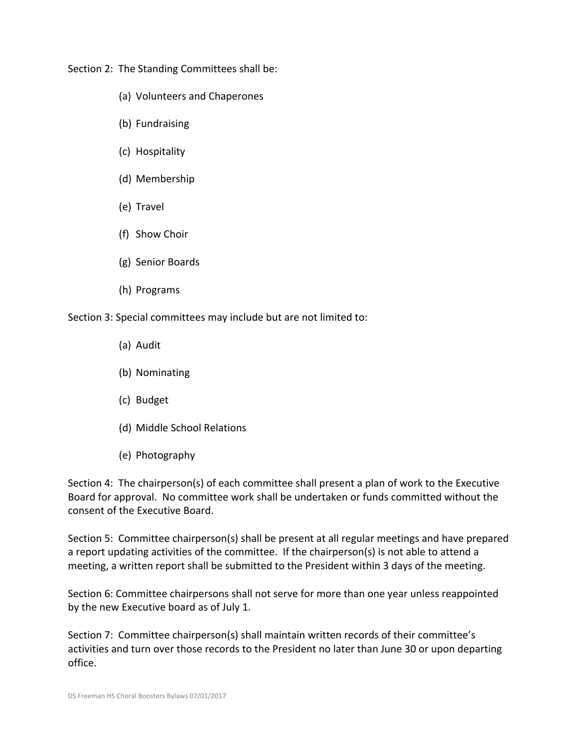Section 2: The Standing Committees shall be:

(a) Volunteers and Chaperones

(b) Fundraising

(c) Hospitality

(d) Membership

(e) Travel

(f) Show Choir

(g) Senior Boards

(h) Programs

Section 3: Special committees may include but are not limited to:

(a) Audit

(b) Nominating

(c) Budget

(d) Middle School Relations

(e) Photography

Section 4: The chairperson(s) of each committee shall present a plan of work to the Executive Board for approval. No committee work shall be undertaken or funds committed without the consent of the Executive Board.

Section 5: Committee chairperson(s) shall be present at all regular meetings and have prepared a report updating activities of the committee. If the chairperson(s) is not able to attend a meeting, a written report shall be submitted to the President within 3 days of the meeting.

Section 6: Committee chairpersons shall not serve for more than one year unless reappointed by the new Executive board as of July 1.

Section 7: Committee chairperson(s) shall maintain written records of their committee's activities and turn over those records to the President no later than June 30 or upon departing office.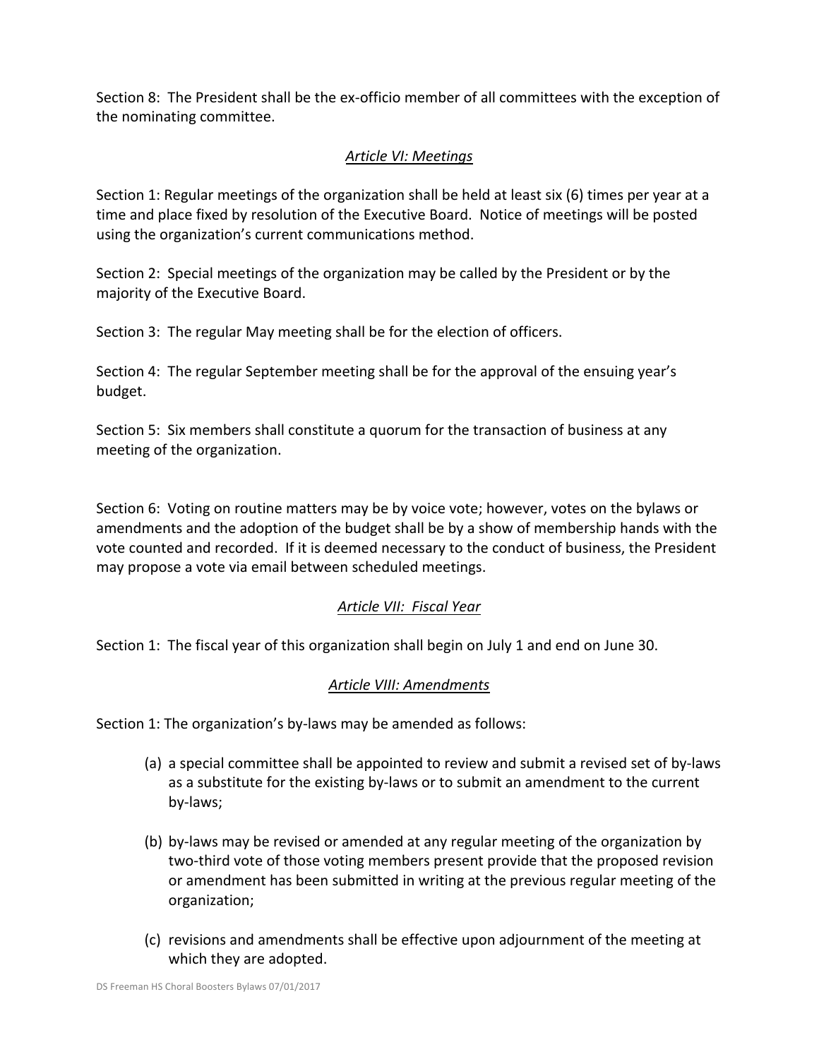Section 8: The President shall be the ex-officio member of all committees with the exception of the nominating committee.

## *Article VI: Meetings*

Section 1: Regular meetings of the organization shall be held at least six (6) times per year at a time and place fixed by resolution of the Executive Board. Notice of meetings will be posted using the organization's current communications method.

Section 2: Special meetings of the organization may be called by the President or by the majority of the Executive Board.

Section 3: The regular May meeting shall be for the election of officers.

Section 4: The regular September meeting shall be for the approval of the ensuing year's budget.

Section 5: Six members shall constitute a quorum for the transaction of business at any meeting of the organization.

Section 6: Voting on routine matters may be by voice vote; however, votes on the bylaws or amendments and the adoption of the budget shall be by a show of membership hands with the vote counted and recorded. If it is deemed necessary to the conduct of business, the President may propose a vote via email between scheduled meetings.

## *Article VII: Fiscal Year*

Section 1: The fiscal year of this organization shall begin on July 1 and end on June 30.

## *Article VIII: Amendments*

Section 1: The organization's by-laws may be amended as follows:

(a) a special committee shall be appointed to review and submit a revised set of by-laws as a substitute for the existing by-laws or to submit an amendment to the current by-laws;

(b) by-laws may be revised or amended at any regular meeting of the organization by two-third vote of those voting members present provide that the proposed revision or amendment has been submitted in writing at the previous regular meeting of the organization;

(c) revisions and amendments shall be effective upon adjournment of the meeting at which they are adopted.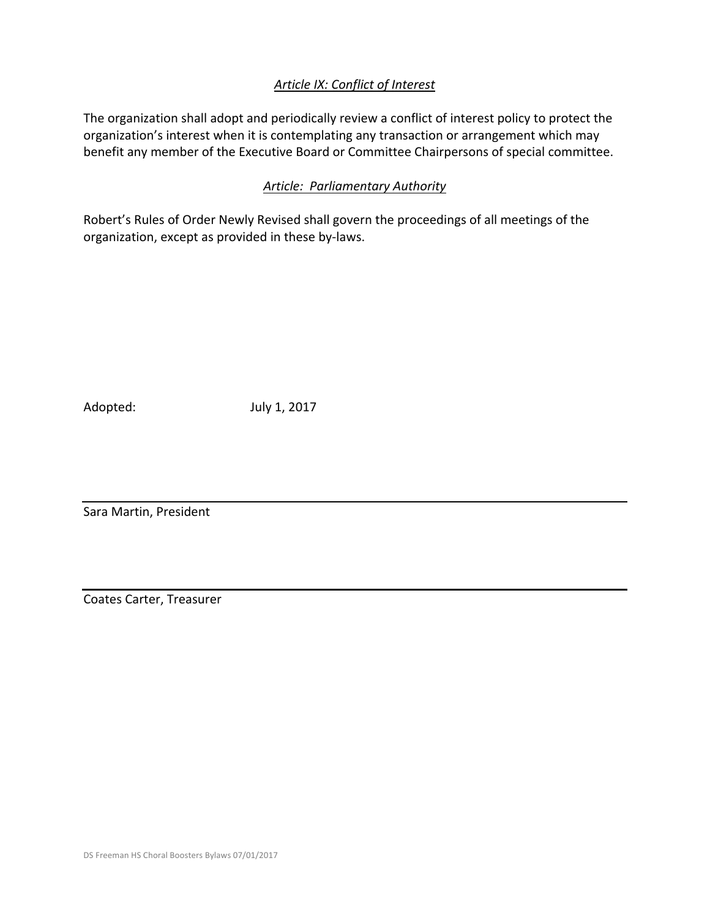## *Article IX: Conflict of Interest*

The organization shall adopt and periodically review a conflict of interest policy to protect the organization's interest when it is contemplating any transaction or arrangement which may benefit any member of the Executive Board or Committee Chairpersons of special committee.

## *Article: Parliamentary Authority*

Robert's Rules of Order Newly Revised shall govern the proceedings of all meetings of the organization, except as provided in these by-laws.

Adopted: July 1, 2017

---

Sara Martin, President

---

Coates Carter, Treasurer